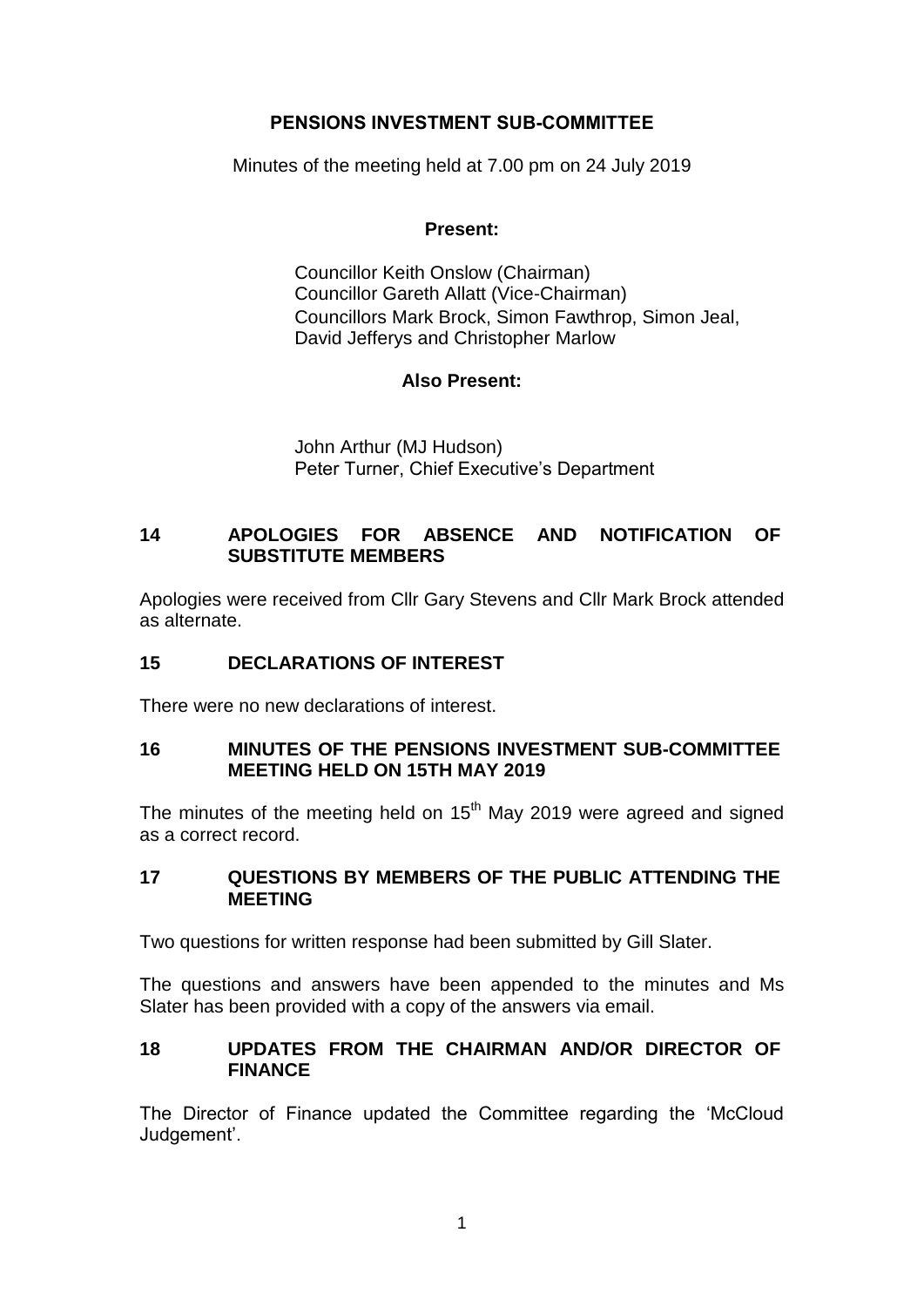# PENSIONS INVESTMENT SUB-COMMITTEE

Minutes of the meeting held at 7.00 pm on 24 July 2019

**Present:**

Councillor Keith Onslow (Chairman)
Councillor Gareth Allatt (Vice-Chairman)
Councillors Mark Brock, Simon Fawthrop, Simon Jeal, David Jefferys and Christopher Marlow

**Also Present:**

John Arthur (MJ Hudson)
Peter Turner, Chief Executive's Department

## 14 APOLOGIES FOR ABSENCE AND NOTIFICATION OF SUBSTITUTE MEMBERS

Apologies were received from Cllr Gary Stevens and Cllr Mark Brock attended as alternate.

## 15 DECLARATIONS OF INTEREST

There were no new declarations of interest.

## 16 MINUTES OF THE PENSIONS INVESTMENT SUB-COMMITTEE MEETING HELD ON 15TH MAY 2019

The minutes of the meeting held on 15th May 2019 were agreed and signed as a correct record.

## 17 QUESTIONS BY MEMBERS OF THE PUBLIC ATTENDING THE MEETING

Two questions for written response had been submitted by Gill Slater.

The questions and answers have been appended to the minutes and Ms Slater has been provided with a copy of the answers via email.

## 18 UPDATES FROM THE CHAIRMAN AND/OR DIRECTOR OF FINANCE

The Director of Finance updated the Committee regarding the 'McCloud Judgement'.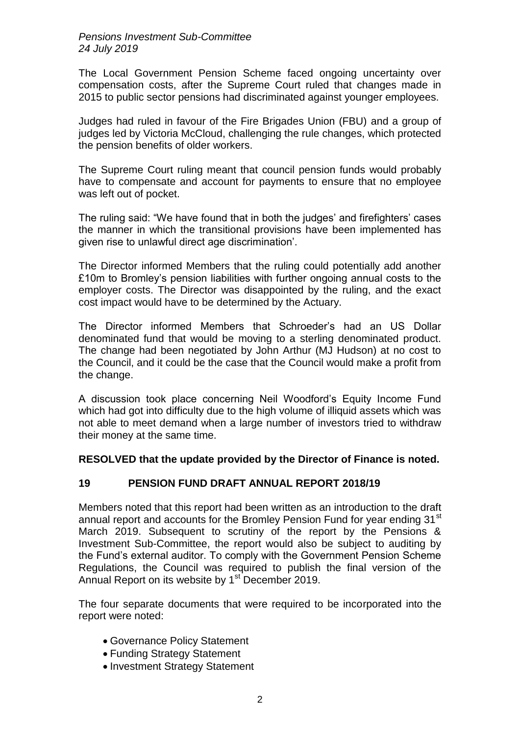The Local Government Pension Scheme faced ongoing uncertainty over compensation costs, after the Supreme Court ruled that changes made in 2015 to public sector pensions had discriminated against younger employees.

Judges had ruled in favour of the Fire Brigades Union (FBU) and a group of judges led by Victoria McCloud, challenging the rule changes, which protected the pension benefits of older workers.

The Supreme Court ruling meant that council pension funds would probably have to compensate and account for payments to ensure that no employee was left out of pocket.

The ruling said: "We have found that in both the judges' and firefighters' cases the manner in which the transitional provisions have been implemented has given rise to unlawful direct age discrimination'.

The Director informed Members that the ruling could potentially add another £10m to Bromley's pension liabilities with further ongoing annual costs to the employer costs. The Director was disappointed by the ruling, and the exact cost impact would have to be determined by the Actuary.

The Director informed Members that Schroeder's had an US Dollar denominated fund that would be moving to a sterling denominated product. The change had been negotiated by John Arthur (MJ Hudson) at no cost to the Council, and it could be the case that the Council would make a profit from the change.

A discussion took place concerning Neil Woodford's Equity Income Fund which had got into difficulty due to the high volume of illiquid assets which was not able to meet demand when a large number of investors tried to withdraw their money at the same time.

**RESOLVED that the update provided by the Director of Finance is noted.**

## 19 PENSION FUND DRAFT ANNUAL REPORT 2018/19

Members noted that this report had been written as an introduction to the draft annual report and accounts for the Bromley Pension Fund for year ending 31st March 2019. Subsequent to scrutiny of the report by the Pensions & Investment Sub-Committee, the report would also be subject to auditing by the Fund's external auditor. To comply with the Government Pension Scheme Regulations, the Council was required to publish the final version of the Annual Report on its website by 1st December 2019.

The four separate documents that were required to be incorporated into the report were noted:

- Governance Policy Statement
- Funding Strategy Statement
- Investment Strategy Statement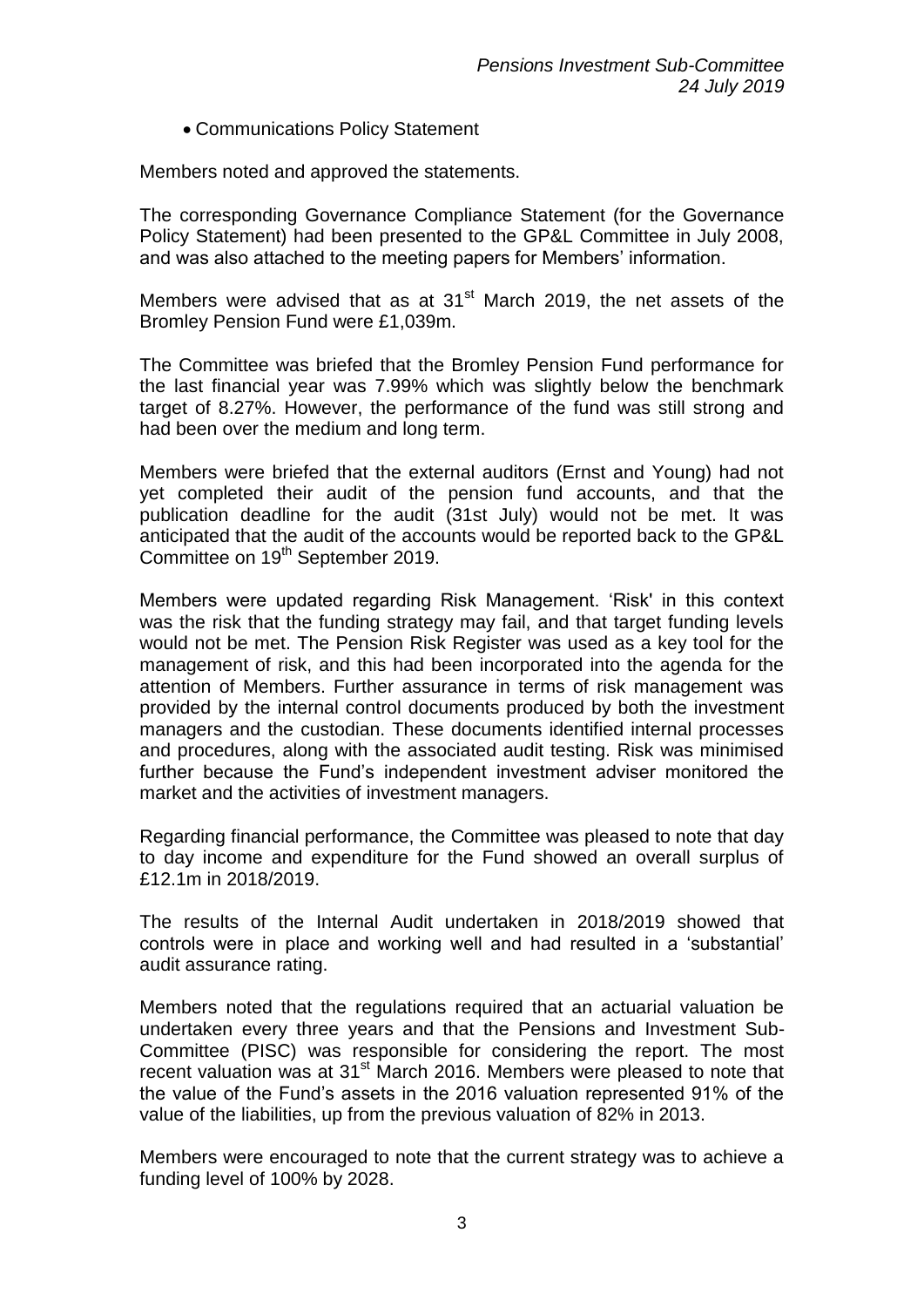- Communications Policy Statement

Members noted and approved the statements.

The corresponding Governance Compliance Statement (for the Governance Policy Statement) had been presented to the GP&L Committee in July 2008, and was also attached to the meeting papers for Members' information.

Members were advised that as at 31st March 2019, the net assets of the Bromley Pension Fund were £1,039m.

The Committee was briefed that the Bromley Pension Fund performance for the last financial year was 7.99% which was slightly below the benchmark target of 8.27%. However, the performance of the fund was still strong and had been over the medium and long term.

Members were briefed that the external auditors (Ernst and Young) had not yet completed their audit of the pension fund accounts, and that the publication deadline for the audit (31st July) would not be met. It was anticipated that the audit of the accounts would be reported back to the GP&L Committee on 19th September 2019.

Members were updated regarding Risk Management. 'Risk' in this context was the risk that the funding strategy may fail, and that target funding levels would not be met. The Pension Risk Register was used as a key tool for the management of risk, and this had been incorporated into the agenda for the attention of Members. Further assurance in terms of risk management was provided by the internal control documents produced by both the investment managers and the custodian. These documents identified internal processes and procedures, along with the associated audit testing. Risk was minimised further because the Fund's independent investment adviser monitored the market and the activities of investment managers.

Regarding financial performance, the Committee was pleased to note that day to day income and expenditure for the Fund showed an overall surplus of £12.1m in 2018/2019.

The results of the Internal Audit undertaken in 2018/2019 showed that controls were in place and working well and had resulted in a 'substantial' audit assurance rating.

Members noted that the regulations required that an actuarial valuation be undertaken every three years and that the Pensions and Investment Sub-Committee (PISC) was responsible for considering the report. The most recent valuation was at 31st March 2016. Members were pleased to note that the value of the Fund's assets in the 2016 valuation represented 91% of the value of the liabilities, up from the previous valuation of 82% in 2013.

Members were encouraged to note that the current strategy was to achieve a funding level of 100% by 2028.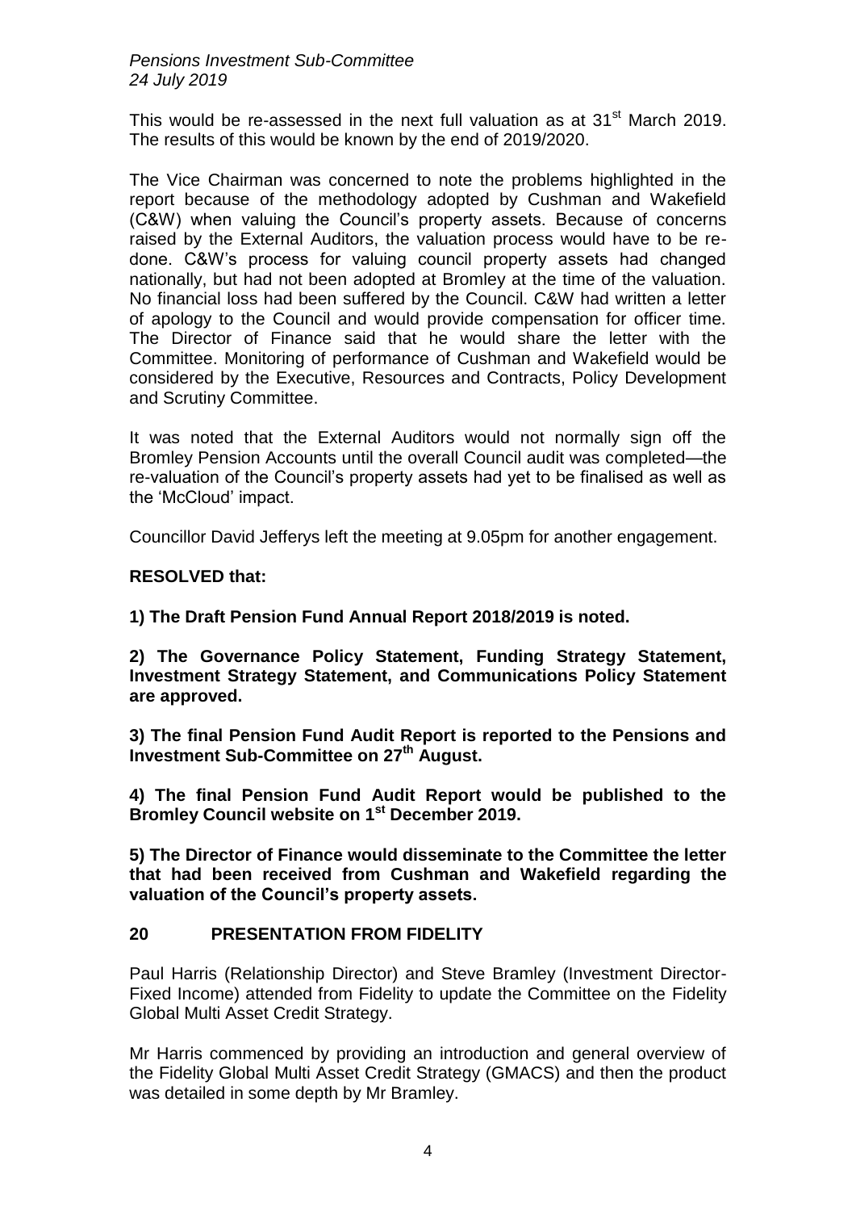This would be re-assessed in the next full valuation as at 31st March 2019. The results of this would be known by the end of 2019/2020.

The Vice Chairman was concerned to note the problems highlighted in the report because of the methodology adopted by Cushman and Wakefield (C&W) when valuing the Council's property assets. Because of concerns raised by the External Auditors, the valuation process would have to be re-done. C&W's process for valuing council property assets had changed nationally, but had not been adopted at Bromley at the time of the valuation. No financial loss had been suffered by the Council. C&W had written a letter of apology to the Council and would provide compensation for officer time. The Director of Finance said that he would share the letter with the Committee. Monitoring of performance of Cushman and Wakefield would be considered by the Executive, Resources and Contracts, Policy Development and Scrutiny Committee.

It was noted that the External Auditors would not normally sign off the Bromley Pension Accounts until the overall Council audit was completed—the re-valuation of the Council's property assets had yet to be finalised as well as the 'McCloud' impact.

Councillor David Jefferys left the meeting at 9.05pm for another engagement.

**RESOLVED that:**

**1) The Draft Pension Fund Annual Report 2018/2019 is noted.**

**2) The Governance Policy Statement, Funding Strategy Statement, Investment Strategy Statement, and Communications Policy Statement are approved.**

**3) The final Pension Fund Audit Report is reported to the Pensions and Investment Sub-Committee on 27th August.**

**4) The final Pension Fund Audit Report would be published to the Bromley Council website on 1st December 2019.**

**5) The Director of Finance would disseminate to the Committee the letter that had been received from Cushman and Wakefield regarding the valuation of the Council's property assets.**

## 20 PRESENTATION FROM FIDELITY

Paul Harris (Relationship Director) and Steve Bramley (Investment Director-Fixed Income) attended from Fidelity to update the Committee on the Fidelity Global Multi Asset Credit Strategy.

Mr Harris commenced by providing an introduction and general overview of the Fidelity Global Multi Asset Credit Strategy (GMACS) and then the product was detailed in some depth by Mr Bramley.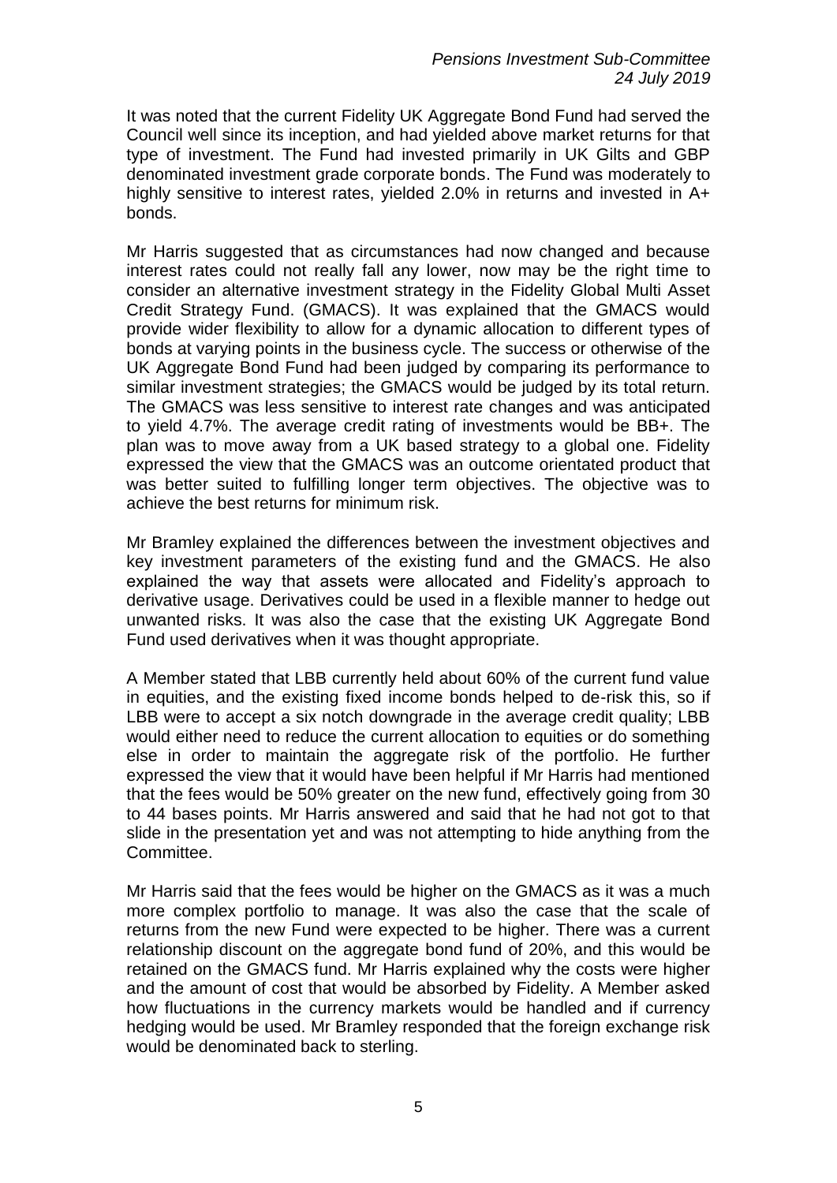It was noted that the current Fidelity UK Aggregate Bond Fund had served the Council well since its inception, and had yielded above market returns for that type of investment. The Fund had invested primarily in UK Gilts and GBP denominated investment grade corporate bonds. The Fund was moderately to highly sensitive to interest rates, yielded 2.0% in returns and invested in A+ bonds.

Mr Harris suggested that as circumstances had now changed and because interest rates could not really fall any lower, now may be the right time to consider an alternative investment strategy in the Fidelity Global Multi Asset Credit Strategy Fund. (GMACS). It was explained that the GMACS would provide wider flexibility to allow for a dynamic allocation to different types of bonds at varying points in the business cycle. The success or otherwise of the UK Aggregate Bond Fund had been judged by comparing its performance to similar investment strategies; the GMACS would be judged by its total return. The GMACS was less sensitive to interest rate changes and was anticipated to yield 4.7%. The average credit rating of investments would be BB+. The plan was to move away from a UK based strategy to a global one. Fidelity expressed the view that the GMACS was an outcome orientated product that was better suited to fulfilling longer term objectives. The objective was to achieve the best returns for minimum risk.

Mr Bramley explained the differences between the investment objectives and key investment parameters of the existing fund and the GMACS. He also explained the way that assets were allocated and Fidelity's approach to derivative usage. Derivatives could be used in a flexible manner to hedge out unwanted risks. It was also the case that the existing UK Aggregate Bond Fund used derivatives when it was thought appropriate.

A Member stated that LBB currently held about 60% of the current fund value in equities, and the existing fixed income bonds helped to de-risk this, so if LBB were to accept a six notch downgrade in the average credit quality; LBB would either need to reduce the current allocation to equities or do something else in order to maintain the aggregate risk of the portfolio. He further expressed the view that it would have been helpful if Mr Harris had mentioned that the fees would be 50% greater on the new fund, effectively going from 30 to 44 bases points. Mr Harris answered and said that he had not got to that slide in the presentation yet and was not attempting to hide anything from the Committee.

Mr Harris said that the fees would be higher on the GMACS as it was a much more complex portfolio to manage. It was also the case that the scale of returns from the new Fund were expected to be higher. There was a current relationship discount on the aggregate bond fund of 20%, and this would be retained on the GMACS fund. Mr Harris explained why the costs were higher and the amount of cost that would be absorbed by Fidelity. A Member asked how fluctuations in the currency markets would be handled and if currency hedging would be used. Mr Bramley responded that the foreign exchange risk would be denominated back to sterling.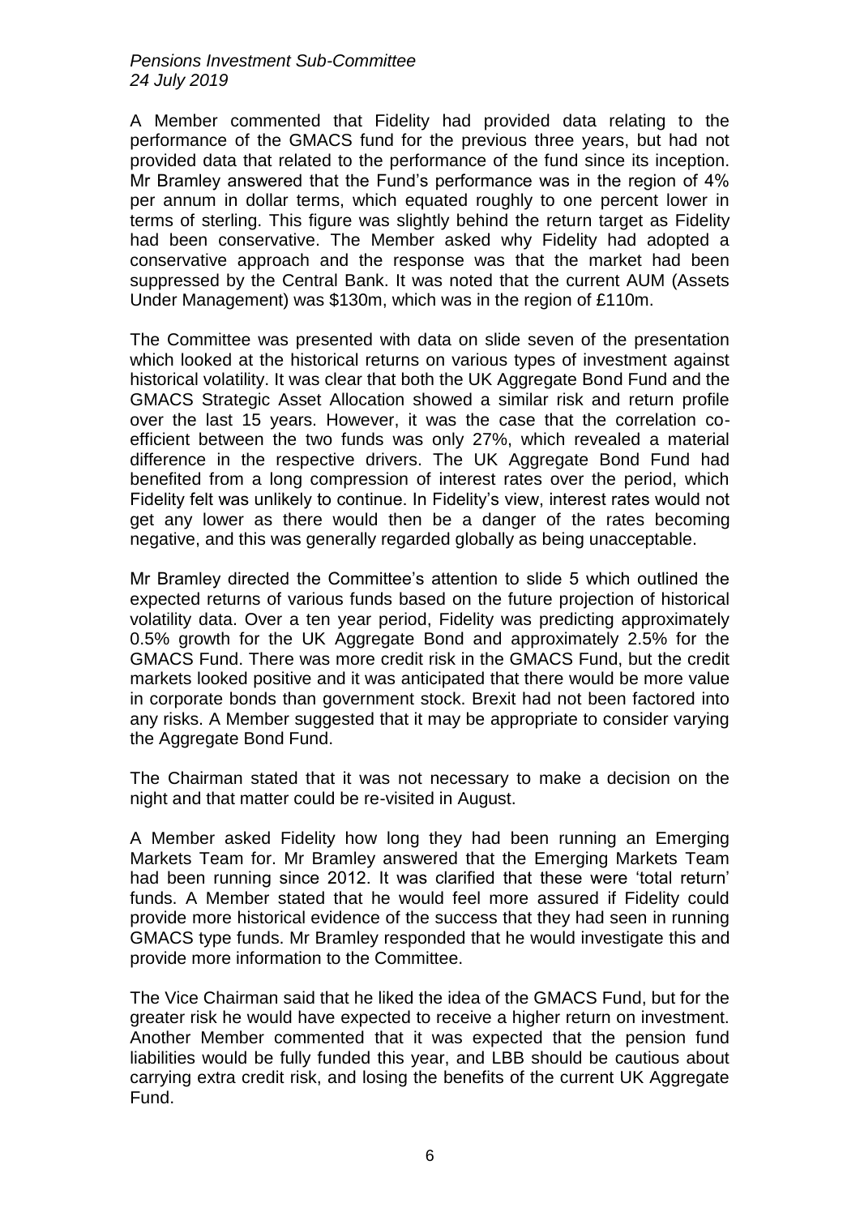A Member commented that Fidelity had provided data relating to the performance of the GMACS fund for the previous three years, but had not provided data that related to the performance of the fund since its inception. Mr Bramley answered that the Fund's performance was in the region of 4% per annum in dollar terms, which equated roughly to one percent lower in terms of sterling. This figure was slightly behind the return target as Fidelity had been conservative. The Member asked why Fidelity had adopted a conservative approach and the response was that the market had been suppressed by the Central Bank. It was noted that the current AUM (Assets Under Management) was \$130m, which was in the region of £110m.

The Committee was presented with data on slide seven of the presentation which looked at the historical returns on various types of investment against historical volatility. It was clear that both the UK Aggregate Bond Fund and the GMACS Strategic Asset Allocation showed a similar risk and return profile over the last 15 years. However, it was the case that the correlation co-efficient between the two funds was only 27%, which revealed a material difference in the respective drivers. The UK Aggregate Bond Fund had benefited from a long compression of interest rates over the period, which Fidelity felt was unlikely to continue. In Fidelity's view, interest rates would not get any lower as there would then be a danger of the rates becoming negative, and this was generally regarded globally as being unacceptable.

Mr Bramley directed the Committee's attention to slide 5 which outlined the expected returns of various funds based on the future projection of historical volatility data. Over a ten year period, Fidelity was predicting approximately 0.5% growth for the UK Aggregate Bond and approximately 2.5% for the GMACS Fund. There was more credit risk in the GMACS Fund, but the credit markets looked positive and it was anticipated that there would be more value in corporate bonds than government stock. Brexit had not been factored into any risks. A Member suggested that it may be appropriate to consider varying the Aggregate Bond Fund.

The Chairman stated that it was not necessary to make a decision on the night and that matter could be re-visited in August.

A Member asked Fidelity how long they had been running an Emerging Markets Team for. Mr Bramley answered that the Emerging Markets Team had been running since 2012. It was clarified that these were 'total return' funds. A Member stated that he would feel more assured if Fidelity could provide more historical evidence of the success that they had seen in running GMACS type funds. Mr Bramley responded that he would investigate this and provide more information to the Committee.

The Vice Chairman said that he liked the idea of the GMACS Fund, but for the greater risk he would have expected to receive a higher return on investment. Another Member commented that it was expected that the pension fund liabilities would be fully funded this year, and LBB should be cautious about carrying extra credit risk, and losing the benefits of the current UK Aggregate Fund.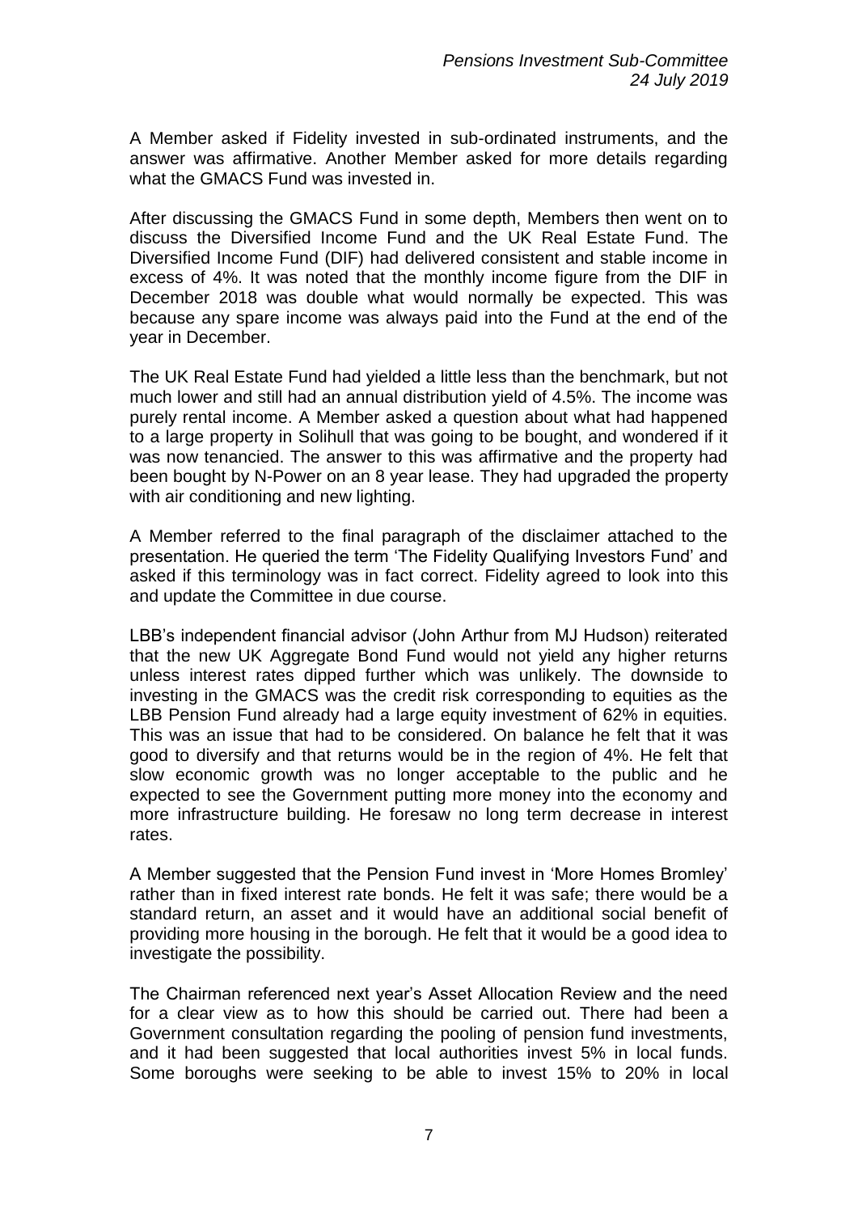A Member asked if Fidelity invested in sub-ordinated instruments, and the answer was affirmative. Another Member asked for more details regarding what the GMACS Fund was invested in.

After discussing the GMACS Fund in some depth, Members then went on to discuss the Diversified Income Fund and the UK Real Estate Fund. The Diversified Income Fund (DIF) had delivered consistent and stable income in excess of 4%. It was noted that the monthly income figure from the DIF in December 2018 was double what would normally be expected. This was because any spare income was always paid into the Fund at the end of the year in December.

The UK Real Estate Fund had yielded a little less than the benchmark, but not much lower and still had an annual distribution yield of 4.5%. The income was purely rental income. A Member asked a question about what had happened to a large property in Solihull that was going to be bought, and wondered if it was now tenancied. The answer to this was affirmative and the property had been bought by N-Power on an 8 year lease. They had upgraded the property with air conditioning and new lighting.

A Member referred to the final paragraph of the disclaimer attached to the presentation. He queried the term 'The Fidelity Qualifying Investors Fund' and asked if this terminology was in fact correct. Fidelity agreed to look into this and update the Committee in due course.

LBB's independent financial advisor (John Arthur from MJ Hudson) reiterated that the new UK Aggregate Bond Fund would not yield any higher returns unless interest rates dipped further which was unlikely. The downside to investing in the GMACS was the credit risk corresponding to equities as the LBB Pension Fund already had a large equity investment of 62% in equities. This was an issue that had to be considered. On balance he felt that it was good to diversify and that returns would be in the region of 4%. He felt that slow economic growth was no longer acceptable to the public and he expected to see the Government putting more money into the economy and more infrastructure building. He foresaw no long term decrease in interest rates.

A Member suggested that the Pension Fund invest in 'More Homes Bromley' rather than in fixed interest rate bonds. He felt it was safe; there would be a standard return, an asset and it would have an additional social benefit of providing more housing in the borough. He felt that it would be a good idea to investigate the possibility.

The Chairman referenced next year's Asset Allocation Review and the need for a clear view as to how this should be carried out. There had been a Government consultation regarding the pooling of pension fund investments, and it had been suggested that local authorities invest 5% in local funds. Some boroughs were seeking to be able to invest 15% to 20% in local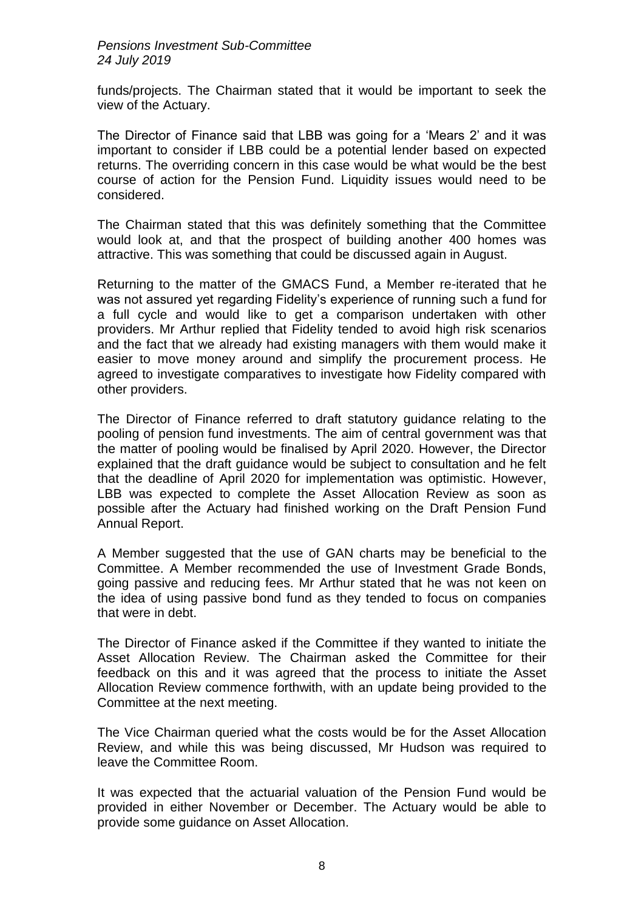funds/projects. The Chairman stated that it would be important to seek the view of the Actuary.

The Director of Finance said that LBB was going for a 'Mears 2' and it was important to consider if LBB could be a potential lender based on expected returns. The overriding concern in this case would be what would be the best course of action for the Pension Fund. Liquidity issues would need to be considered.

The Chairman stated that this was definitely something that the Committee would look at, and that the prospect of building another 400 homes was attractive. This was something that could be discussed again in August.

Returning to the matter of the GMACS Fund, a Member re-iterated that he was not assured yet regarding Fidelity's experience of running such a fund for a full cycle and would like to get a comparison undertaken with other providers. Mr Arthur replied that Fidelity tended to avoid high risk scenarios and the fact that we already had existing managers with them would make it easier to move money around and simplify the procurement process. He agreed to investigate comparatives to investigate how Fidelity compared with other providers.

The Director of Finance referred to draft statutory guidance relating to the pooling of pension fund investments. The aim of central government was that the matter of pooling would be finalised by April 2020. However, the Director explained that the draft guidance would be subject to consultation and he felt that the deadline of April 2020 for implementation was optimistic. However, LBB was expected to complete the Asset Allocation Review as soon as possible after the Actuary had finished working on the Draft Pension Fund Annual Report.

A Member suggested that the use of GAN charts may be beneficial to the Committee. A Member recommended the use of Investment Grade Bonds, going passive and reducing fees. Mr Arthur stated that he was not keen on the idea of using passive bond fund as they tended to focus on companies that were in debt.

The Director of Finance asked if the Committee if they wanted to initiate the Asset Allocation Review. The Chairman asked the Committee for their feedback on this and it was agreed that the process to initiate the Asset Allocation Review commence forthwith, with an update being provided to the Committee at the next meeting.

The Vice Chairman queried what the costs would be for the Asset Allocation Review, and while this was being discussed, Mr Hudson was required to leave the Committee Room.

It was expected that the actuarial valuation of the Pension Fund would be provided in either November or December. The Actuary would be able to provide some guidance on Asset Allocation.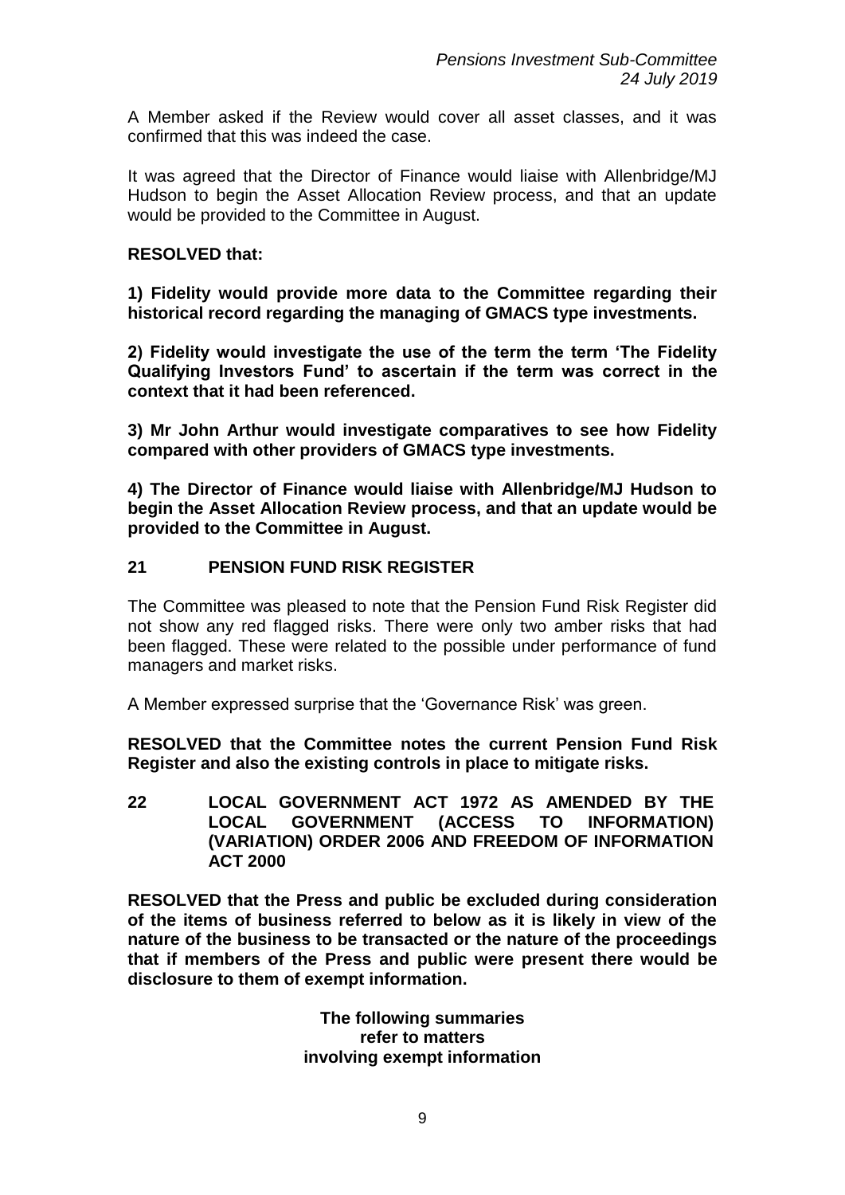A Member asked if the Review would cover all asset classes, and it was confirmed that this was indeed the case.

It was agreed that the Director of Finance would liaise with Allenbridge/MJ Hudson to begin the Asset Allocation Review process, and that an update would be provided to the Committee in August.

**RESOLVED that:**

**1) Fidelity would provide more data to the Committee regarding their historical record regarding the managing of GMACS type investments.**

**2) Fidelity would investigate the use of the term the term 'The Fidelity Qualifying Investors Fund' to ascertain if the term was correct in the context that it had been referenced.**

**3) Mr John Arthur would investigate comparatives to see how Fidelity compared with other providers of GMACS type investments.**

**4) The Director of Finance would liaise with Allenbridge/MJ Hudson to begin the Asset Allocation Review process, and that an update would be provided to the Committee in August.**

## 21 PENSION FUND RISK REGISTER

The Committee was pleased to note that the Pension Fund Risk Register did not show any red flagged risks. There were only two amber risks that had been flagged. These were related to the possible under performance of fund managers and market risks.

A Member expressed surprise that the 'Governance Risk' was green.

**RESOLVED that the Committee notes the current Pension Fund Risk Register and also the existing controls in place to mitigate risks.**

## 22 LOCAL GOVERNMENT ACT 1972 AS AMENDED BY THE LOCAL GOVERNMENT (ACCESS TO INFORMATION) (VARIATION) ORDER 2006 AND FREEDOM OF INFORMATION ACT 2000

**RESOLVED that the Press and public be excluded during consideration of the items of business referred to below as it is likely in view of the nature of the business to be transacted or the nature of the proceedings that if members of the Press and public were present there would be disclosure to them of exempt information.**

**The following summaries refer to matters involving exempt information**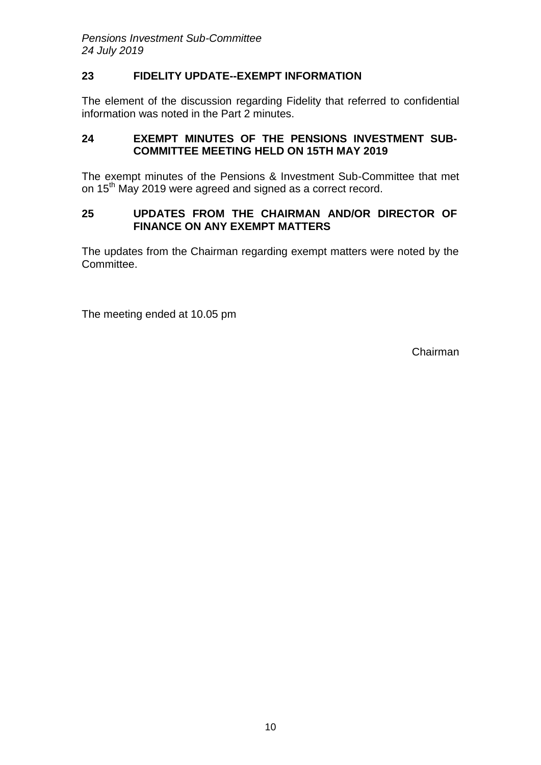## 23 FIDELITY UPDATE--EXEMPT INFORMATION

The element of the discussion regarding Fidelity that referred to confidential information was noted in the Part 2 minutes.

## 24 EXEMPT MINUTES OF THE PENSIONS INVESTMENT SUB-COMMITTEE MEETING HELD ON 15TH MAY 2019

The exempt minutes of the Pensions & Investment Sub-Committee that met on 15th May 2019 were agreed and signed as a correct record.

## 25 UPDATES FROM THE CHAIRMAN AND/OR DIRECTOR OF FINANCE ON ANY EXEMPT MATTERS

The updates from the Chairman regarding exempt matters were noted by the Committee.

The meeting ended at 10.05 pm

Chairman